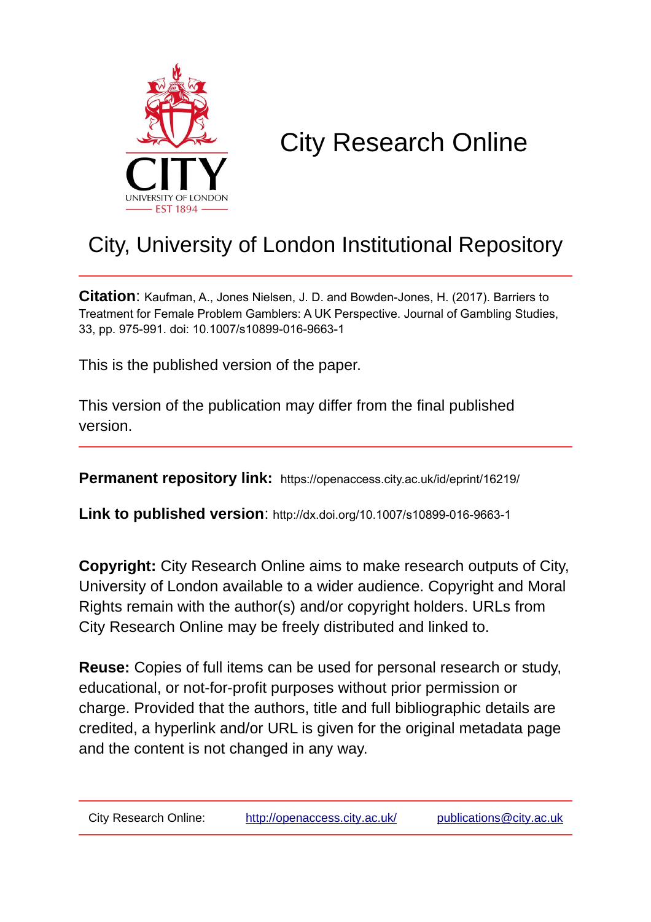# City Research Online

## City, University of London Institutional Repository

**Citation**: Kaufman, A., Jones Nielsen, J. D. and Bowden-Jones, H. (2017). Barriers to Treatment for Female Problem Gamblers: A UK Perspective. Journal of Gambling Studies, 33, pp. 975-991. doi: 10.1007/s10899-016-9663-1

This is the published version of the paper.

This version of the publication may differ from the final published version.

**Permanent repository link:** https://openaccess.city.ac.uk/id/eprint/16219/

**Link to published version**: http://dx.doi.org/10.1007/s10899-016-9663-1

**Copyright:** City Research Online aims to make research outputs of City, University of London available to a wider audience. Copyright and Moral Rights remain with the author(s) and/or copyright holders. URLs from City Research Online may be freely distributed and linked to.

**Reuse:** Copies of full items can be used for personal research or study, educational, or not-for-profit purposes without prior permission or charge. Provided that the authors, title and full bibliographic details are credited, a hyperlink and/or URL is given for the original metadata page and the content is not changed in any way.

City Research Online: http://openaccess.city.ac.uk/ publications@city.ac.uk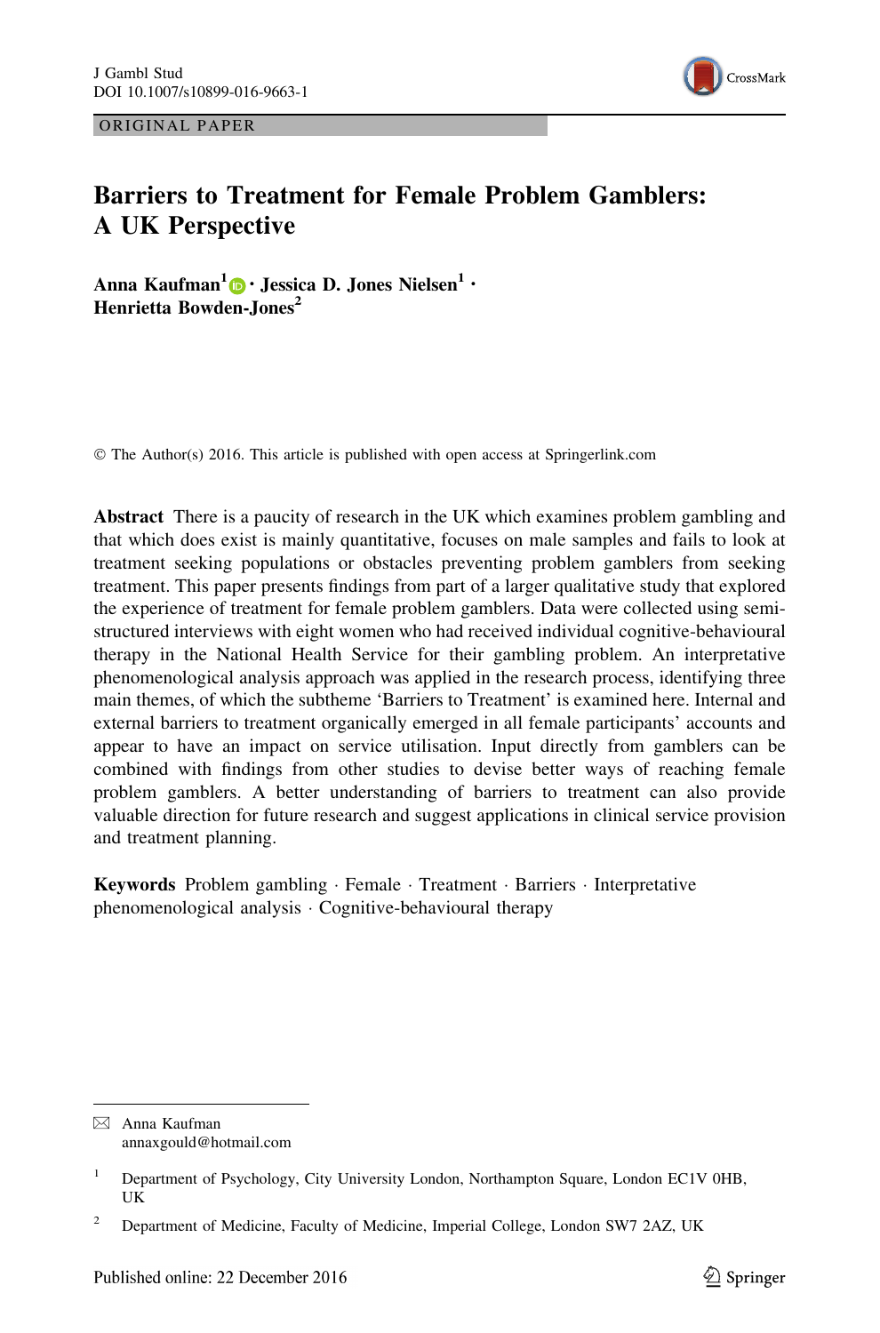ORIGINAL PAPER

# Barriers to Treatment for Female Problem Gamblers: A UK Perspective

**Anna Kaufman**[1] · **Jessica D. Jones Nielsen**[1] · **Henrietta Bowden-Jones**[2]

© The Author(s) 2016. This article is published with open access at Springerlink.com

**Abstract** There is a paucity of research in the UK which examines problem gambling and that which does exist is mainly quantitative, focuses on male samples and fails to look at treatment seeking populations or obstacles preventing problem gamblers from seeking treatment. This paper presents findings from part of a larger qualitative study that explored the experience of treatment for female problem gamblers. Data were collected using semi-structured interviews with eight women who had received individual cognitive-behavioural therapy in the National Health Service for their gambling problem. An interpretative phenomenological analysis approach was applied in the research process, identifying three main themes, of which the subtheme 'Barriers to Treatment' is examined here. Internal and external barriers to treatment organically emerged in all female participants' accounts and appear to have an impact on service utilisation. Input directly from gamblers can be combined with findings from other studies to devise better ways of reaching female problem gamblers. A better understanding of barriers to treatment can also provide valuable direction for future research and suggest applications in clinical service provision and treatment planning.

**Keywords** Problem gambling · Female · Treatment · Barriers · Interpretative phenomenological analysis · Cognitive-behavioural therapy

---

✉ Anna Kaufman
annaxgould@hotmail.com

[1] Department of Psychology, City University London, Northampton Square, London EC1V 0HB, UK

[2] Department of Medicine, Faculty of Medicine, Imperial College, London SW7 2AZ, UK

Published online: 22 December 2016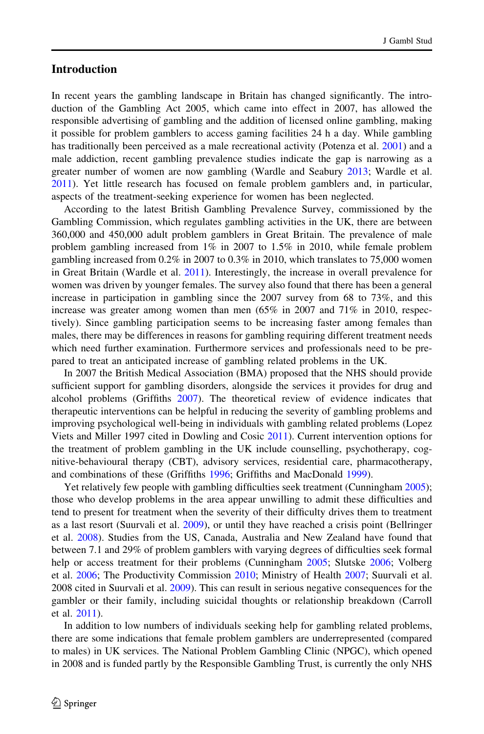## Introduction

In recent years the gambling landscape in Britain has changed significantly. The introduction of the Gambling Act 2005, which came into effect in 2007, has allowed the responsible advertising of gambling and the addition of licensed online gambling, making it possible for problem gamblers to access gaming facilities 24 h a day. While gambling has traditionally been perceived as a male recreational activity (Potenza et al. 2001) and a male addiction, recent gambling prevalence studies indicate the gap is narrowing as a greater number of women are now gambling (Wardle and Seabury 2013; Wardle et al. 2011). Yet little research has focused on female problem gamblers and, in particular, aspects of the treatment-seeking experience for women has been neglected.

According to the latest British Gambling Prevalence Survey, commissioned by the Gambling Commission, which regulates gambling activities in the UK, there are between 360,000 and 450,000 adult problem gamblers in Great Britain. The prevalence of male problem gambling increased from 1% in 2007 to 1.5% in 2010, while female problem gambling increased from 0.2% in 2007 to 0.3% in 2010, which translates to 75,000 women in Great Britain (Wardle et al. 2011). Interestingly, the increase in overall prevalence for women was driven by younger females. The survey also found that there has been a general increase in participation in gambling since the 2007 survey from 68 to 73%, and this increase was greater among women than men (65% in 2007 and 71% in 2010, respectively). Since gambling participation seems to be increasing faster among females than males, there may be differences in reasons for gambling requiring different treatment needs which need further examination. Furthermore services and professionals need to be prepared to treat an anticipated increase of gambling related problems in the UK.

In 2007 the British Medical Association (BMA) proposed that the NHS should provide sufficient support for gambling disorders, alongside the services it provides for drug and alcohol problems (Griffiths 2007). The theoretical review of evidence indicates that therapeutic interventions can be helpful in reducing the severity of gambling problems and improving psychological well-being in individuals with gambling related problems (Lopez Viets and Miller 1997 cited in Dowling and Cosic 2011). Current intervention options for the treatment of problem gambling in the UK include counselling, psychotherapy, cognitive-behavioural therapy (CBT), advisory services, residential care, pharmacotherapy, and combinations of these (Griffiths 1996; Griffiths and MacDonald 1999).

Yet relatively few people with gambling difficulties seek treatment (Cunningham 2005); those who develop problems in the area appear unwilling to admit these difficulties and tend to present for treatment when the severity of their difficulty drives them to treatment as a last resort (Suurvali et al. 2009), or until they have reached a crisis point (Bellringer et al. 2008). Studies from the US, Canada, Australia and New Zealand have found that between 7.1 and 29% of problem gamblers with varying degrees of difficulties seek formal help or access treatment for their problems (Cunningham 2005; Slutske 2006; Volberg et al. 2006; The Productivity Commission 2010; Ministry of Health 2007; Suurvali et al. 2008 cited in Suurvali et al. 2009). This can result in serious negative consequences for the gambler or their family, including suicidal thoughts or relationship breakdown (Carroll et al. 2011).

In addition to low numbers of individuals seeking help for gambling related problems, there are some indications that female problem gamblers are underrepresented (compared to males) in UK services. The National Problem Gambling Clinic (NPGC), which opened in 2008 and is funded partly by the Responsible Gambling Trust, is currently the only NHS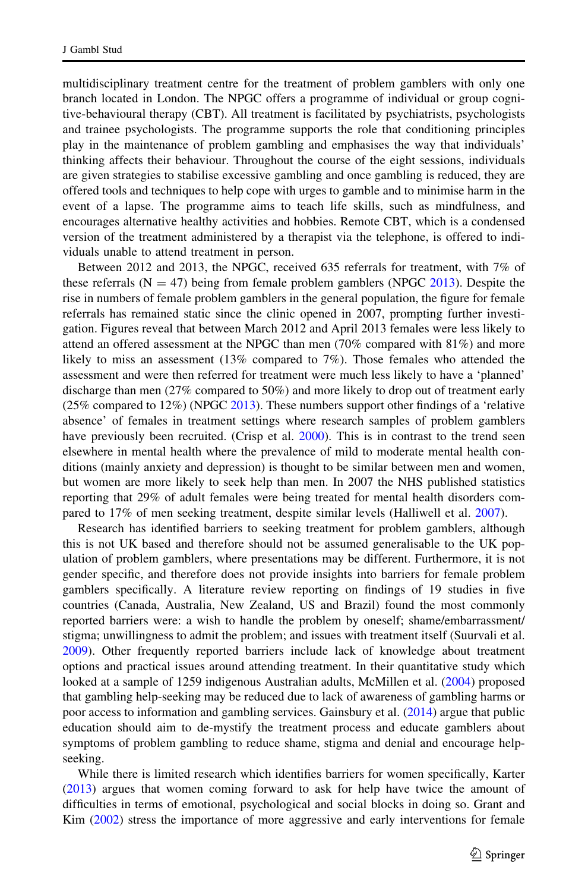multidisciplinary treatment centre for the treatment of problem gamblers with only one branch located in London. The NPGC offers a programme of individual or group cognitive-behavioural therapy (CBT). All treatment is facilitated by psychiatrists, psychologists and trainee psychologists. The programme supports the role that conditioning principles play in the maintenance of problem gambling and emphasises the way that individuals' thinking affects their behaviour. Throughout the course of the eight sessions, individuals are given strategies to stabilise excessive gambling and once gambling is reduced, they are offered tools and techniques to help cope with urges to gamble and to minimise harm in the event of a lapse. The programme aims to teach life skills, such as mindfulness, and encourages alternative healthy activities and hobbies. Remote CBT, which is a condensed version of the treatment administered by a therapist via the telephone, is offered to individuals unable to attend treatment in person.

Between 2012 and 2013, the NPGC, received 635 referrals for treatment, with 7% of these referrals (N = 47) being from female problem gamblers (NPGC 2013). Despite the rise in numbers of female problem gamblers in the general population, the figure for female referrals has remained static since the clinic opened in 2007, prompting further investigation. Figures reveal that between March 2012 and April 2013 females were less likely to attend an offered assessment at the NPGC than men (70% compared with 81%) and more likely to miss an assessment (13% compared to 7%). Those females who attended the assessment and were then referred for treatment were much less likely to have a 'planned' discharge than men (27% compared to 50%) and more likely to drop out of treatment early (25% compared to 12%) (NPGC 2013). These numbers support other findings of a 'relative absence' of females in treatment settings where research samples of problem gamblers have previously been recruited. (Crisp et al. 2000). This is in contrast to the trend seen elsewhere in mental health where the prevalence of mild to moderate mental health conditions (mainly anxiety and depression) is thought to be similar between men and women, but women are more likely to seek help than men. In 2007 the NHS published statistics reporting that 29% of adult females were being treated for mental health disorders compared to 17% of men seeking treatment, despite similar levels (Halliwell et al. 2007).

Research has identified barriers to seeking treatment for problem gamblers, although this is not UK based and therefore should not be assumed generalisable to the UK population of problem gamblers, where presentations may be different. Furthermore, it is not gender specific, and therefore does not provide insights into barriers for female problem gamblers specifically. A literature review reporting on findings of 19 studies in five countries (Canada, Australia, New Zealand, US and Brazil) found the most commonly reported barriers were: a wish to handle the problem by oneself; shame/embarrassment/stigma; unwillingness to admit the problem; and issues with treatment itself (Suurvali et al. 2009). Other frequently reported barriers include lack of knowledge about treatment options and practical issues around attending treatment. In their quantitative study which looked at a sample of 1259 indigenous Australian adults, McMillen et al. (2004) proposed that gambling help-seeking may be reduced due to lack of awareness of gambling harms or poor access to information and gambling services. Gainsbury et al. (2014) argue that public education should aim to de-mystify the treatment process and educate gamblers about symptoms of problem gambling to reduce shame, stigma and denial and encourage help-seeking.

While there is limited research which identifies barriers for women specifically, Karter (2013) argues that women coming forward to ask for help have twice the amount of difficulties in terms of emotional, psychological and social blocks in doing so. Grant and Kim (2002) stress the importance of more aggressive and early interventions for female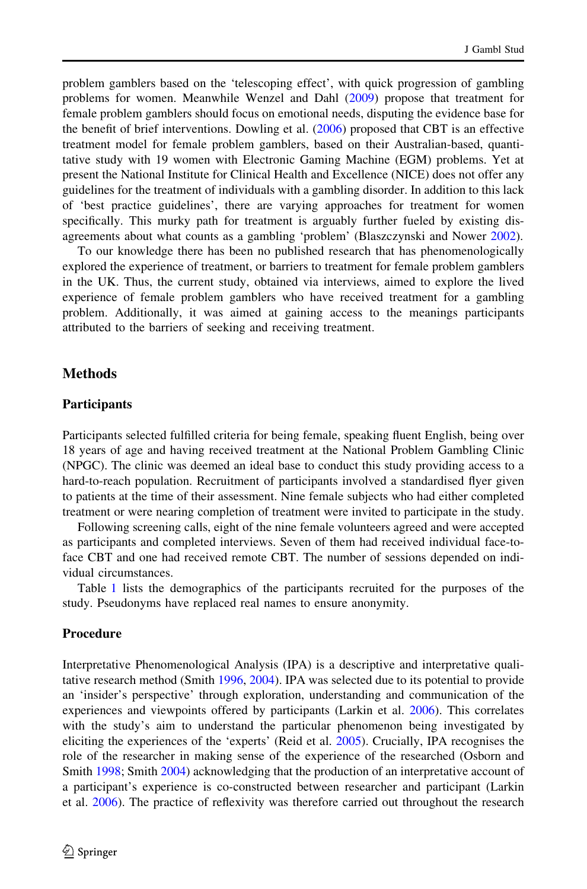problem gamblers based on the 'telescoping effect', with quick progression of gambling problems for women. Meanwhile Wenzel and Dahl (2009) propose that treatment for female problem gamblers should focus on emotional needs, disputing the evidence base for the benefit of brief interventions. Dowling et al. (2006) proposed that CBT is an effective treatment model for female problem gamblers, based on their Australian-based, quantitative study with 19 women with Electronic Gaming Machine (EGM) problems. Yet at present the National Institute for Clinical Health and Excellence (NICE) does not offer any guidelines for the treatment of individuals with a gambling disorder. In addition to this lack of 'best practice guidelines', there are varying approaches for treatment for women specifically. This murky path for treatment is arguably further fueled by existing disagreements about what counts as a gambling 'problem' (Blaszczynski and Nower 2002).

To our knowledge there has been no published research that has phenomenologically explored the experience of treatment, or barriers to treatment for female problem gamblers in the UK. Thus, the current study, obtained via interviews, aimed to explore the lived experience of female problem gamblers who have received treatment for a gambling problem. Additionally, it was aimed at gaining access to the meanings participants attributed to the barriers of seeking and receiving treatment.

## Methods

### Participants

Participants selected fulfilled criteria for being female, speaking fluent English, being over 18 years of age and having received treatment at the National Problem Gambling Clinic (NPGC). The clinic was deemed an ideal base to conduct this study providing access to a hard-to-reach population. Recruitment of participants involved a standardised flyer given to patients at the time of their assessment. Nine female subjects who had either completed treatment or were nearing completion of treatment were invited to participate in the study.

Following screening calls, eight of the nine female volunteers agreed and were accepted as participants and completed interviews. Seven of them had received individual face-to-face CBT and one had received remote CBT. The number of sessions depended on individual circumstances.

Table 1 lists the demographics of the participants recruited for the purposes of the study. Pseudonyms have replaced real names to ensure anonymity.

### Procedure

Interpretative Phenomenological Analysis (IPA) is a descriptive and interpretative qualitative research method (Smith 1996, 2004). IPA was selected due to its potential to provide an 'insider's perspective' through exploration, understanding and communication of the experiences and viewpoints offered by participants (Larkin et al. 2006). This correlates with the study's aim to understand the particular phenomenon being investigated by eliciting the experiences of the 'experts' (Reid et al. 2005). Crucially, IPA recognises the role of the researcher in making sense of the experience of the researched (Osborn and Smith 1998; Smith 2004) acknowledging that the production of an interpretative account of a participant's experience is co-constructed between researcher and participant (Larkin et al. 2006). The practice of reflexivity was therefore carried out throughout the research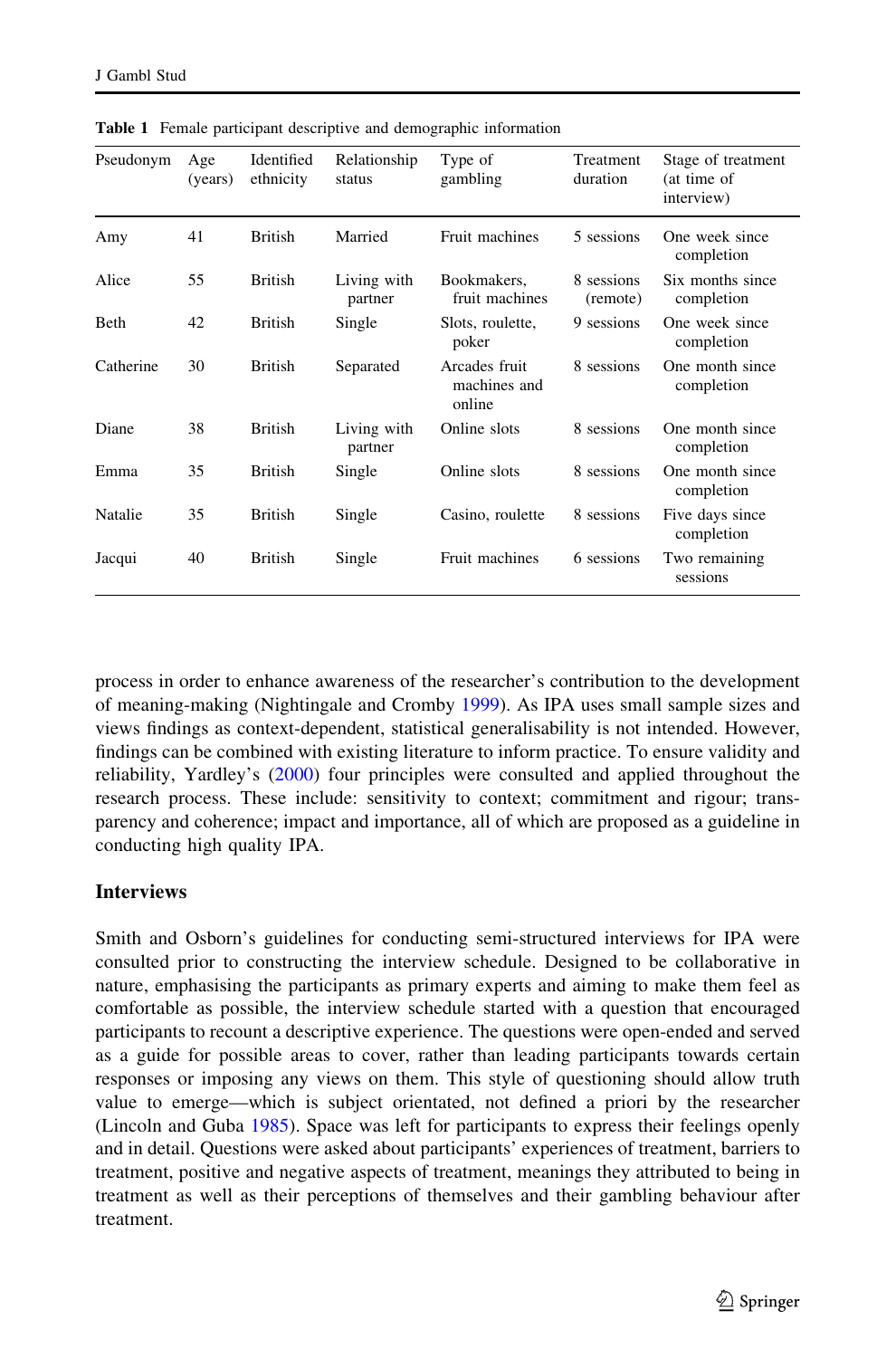**Table 1** Female participant descriptive and demographic information

| Pseudonym | Age (years) | Identified ethnicity | Relationship status | Type of gambling | Treatment duration | Stage of treatment (at time of interview) |
|---|---|---|---|---|---|---|
| Amy | 41 | British | Married | Fruit machines | 5 sessions | One week since completion |
| Alice | 55 | British | Living with partner | Bookmakers, fruit machines | 8 sessions (remote) | Six months since completion |
| Beth | 42 | British | Single | Slots, roulette, poker | 9 sessions | One week since completion |
| Catherine | 30 | British | Separated | Arcades fruit machines and online | 8 sessions | One month since completion |
| Diane | 38 | British | Living with partner | Online slots | 8 sessions | One month since completion |
| Emma | 35 | British | Single | Online slots | 8 sessions | One month since completion |
| Natalie | 35 | British | Single | Casino, roulette | 8 sessions | Five days since completion |
| Jacqui | 40 | British | Single | Fruit machines | 6 sessions | Two remaining sessions |

process in order to enhance awareness of the researcher's contribution to the development of meaning-making (Nightingale and Cromby 1999). As IPA uses small sample sizes and views findings as context-dependent, statistical generalisability is not intended. However, findings can be combined with existing literature to inform practice. To ensure validity and reliability, Yardley's (2000) four principles were consulted and applied throughout the research process. These include: sensitivity to context; commitment and rigour; transparency and coherence; impact and importance, all of which are proposed as a guideline in conducting high quality IPA.

## Interviews

Smith and Osborn's guidelines for conducting semi-structured interviews for IPA were consulted prior to constructing the interview schedule. Designed to be collaborative in nature, emphasising the participants as primary experts and aiming to make them feel as comfortable as possible, the interview schedule started with a question that encouraged participants to recount a descriptive experience. The questions were open-ended and served as a guide for possible areas to cover, rather than leading participants towards certain responses or imposing any views on them. This style of questioning should allow truth value to emerge—which is subject orientated, not defined a priori by the researcher (Lincoln and Guba 1985). Space was left for participants to express their feelings openly and in detail. Questions were asked about participants' experiences of treatment, barriers to treatment, positive and negative aspects of treatment, meanings they attributed to being in treatment as well as their perceptions of themselves and their gambling behaviour after treatment.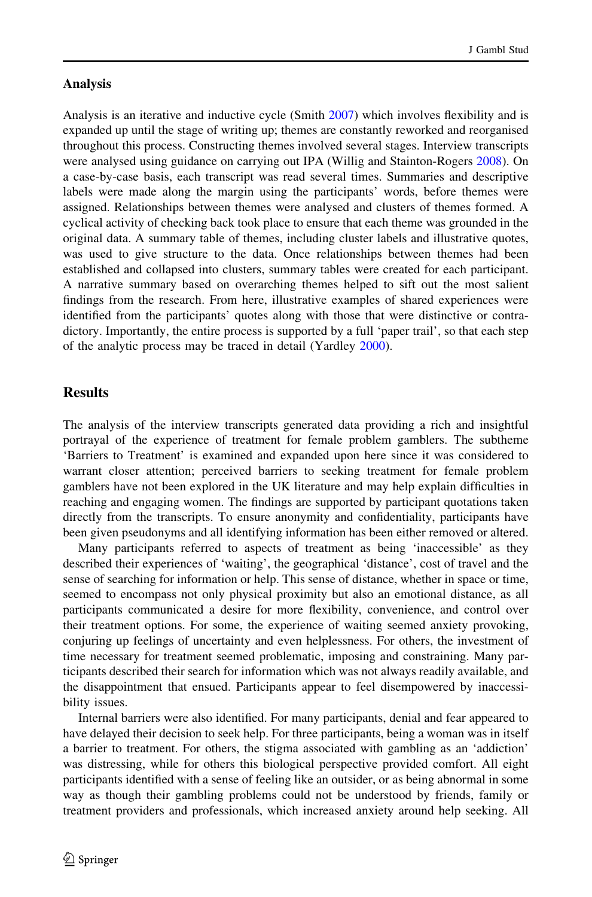### Analysis

Analysis is an iterative and inductive cycle (Smith 2007) which involves flexibility and is expanded up until the stage of writing up; themes are constantly reworked and reorganised throughout this process. Constructing themes involved several stages. Interview transcripts were analysed using guidance on carrying out IPA (Willig and Stainton-Rogers 2008). On a case-by-case basis, each transcript was read several times. Summaries and descriptive labels were made along the margin using the participants' words, before themes were assigned. Relationships between themes were analysed and clusters of themes formed. A cyclical activity of checking back took place to ensure that each theme was grounded in the original data. A summary table of themes, including cluster labels and illustrative quotes, was used to give structure to the data. Once relationships between themes had been established and collapsed into clusters, summary tables were created for each participant. A narrative summary based on overarching themes helped to sift out the most salient findings from the research. From here, illustrative examples of shared experiences were identified from the participants' quotes along with those that were distinctive or contradictory. Importantly, the entire process is supported by a full 'paper trail', so that each step of the analytic process may be traced in detail (Yardley 2000).

## Results

The analysis of the interview transcripts generated data providing a rich and insightful portrayal of the experience of treatment for female problem gamblers. The subtheme 'Barriers to Treatment' is examined and expanded upon here since it was considered to warrant closer attention; perceived barriers to seeking treatment for female problem gamblers have not been explored in the UK literature and may help explain difficulties in reaching and engaging women. The findings are supported by participant quotations taken directly from the transcripts. To ensure anonymity and confidentiality, participants have been given pseudonyms and all identifying information has been either removed or altered.

Many participants referred to aspects of treatment as being 'inaccessible' as they described their experiences of 'waiting', the geographical 'distance', cost of travel and the sense of searching for information or help. This sense of distance, whether in space or time, seemed to encompass not only physical proximity but also an emotional distance, as all participants communicated a desire for more flexibility, convenience, and control over their treatment options. For some, the experience of waiting seemed anxiety provoking, conjuring up feelings of uncertainty and even helplessness. For others, the investment of time necessary for treatment seemed problematic, imposing and constraining. Many participants described their search for information which was not always readily available, and the disappointment that ensued. Participants appear to feel disempowered by inaccessibility issues.

Internal barriers were also identified. For many participants, denial and fear appeared to have delayed their decision to seek help. For three participants, being a woman was in itself a barrier to treatment. For others, the stigma associated with gambling as an 'addiction' was distressing, while for others this biological perspective provided comfort. All eight participants identified with a sense of feeling like an outsider, or as being abnormal in some way as though their gambling problems could not be understood by friends, family or treatment providers and professionals, which increased anxiety around help seeking. All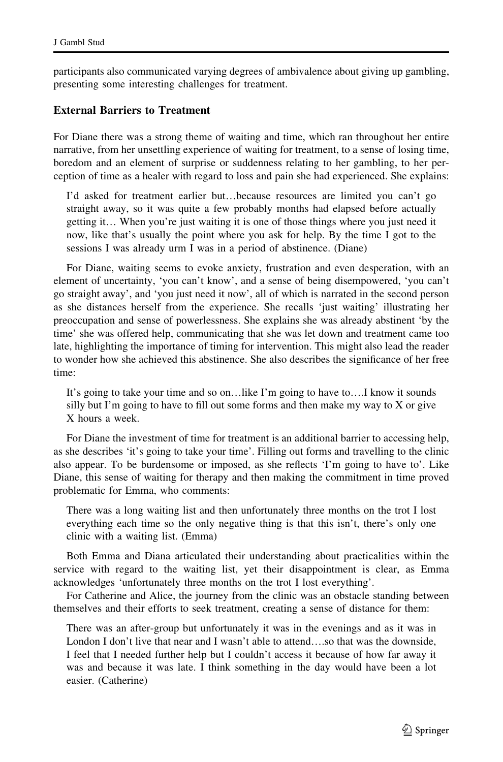participants also communicated varying degrees of ambivalence about giving up gambling, presenting some interesting challenges for treatment.

### External Barriers to Treatment

For Diane there was a strong theme of waiting and time, which ran throughout her entire narrative, from her unsettling experience of waiting for treatment, to a sense of losing time, boredom and an element of surprise or suddenness relating to her gambling, to her perception of time as a healer with regard to loss and pain she had experienced. She explains:

> I'd asked for treatment earlier but…because resources are limited you can't go straight away, so it was quite a few probably months had elapsed before actually getting it… When you're just waiting it is one of those things where you just need it now, like that's usually the point where you ask for help. By the time I got to the sessions I was already urm I was in a period of abstinence. (Diane)

For Diane, waiting seems to evoke anxiety, frustration and even desperation, with an element of uncertainty, 'you can't know', and a sense of being disempowered, 'you can't go straight away', and 'you just need it now', all of which is narrated in the second person as she distances herself from the experience. She recalls 'just waiting' illustrating her preoccupation and sense of powerlessness. She explains she was already abstinent 'by the time' she was offered help, communicating that she was let down and treatment came too late, highlighting the importance of timing for intervention. This might also lead the reader to wonder how she achieved this abstinence. She also describes the significance of her free time:

> It's going to take your time and so on…like I'm going to have to….I know it sounds silly but I'm going to have to fill out some forms and then make my way to X or give X hours a week.

For Diane the investment of time for treatment is an additional barrier to accessing help, as she describes 'it's going to take your time'. Filling out forms and travelling to the clinic also appear. To be burdensome or imposed, as she reflects 'I'm going to have to'. Like Diane, this sense of waiting for therapy and then making the commitment in time proved problematic for Emma, who comments:

> There was a long waiting list and then unfortunately three months on the trot I lost everything each time so the only negative thing is that this isn't, there's only one clinic with a waiting list. (Emma)

Both Emma and Diana articulated their understanding about practicalities within the service with regard to the waiting list, yet their disappointment is clear, as Emma acknowledges 'unfortunately three months on the trot I lost everything'.

For Catherine and Alice, the journey from the clinic was an obstacle standing between themselves and their efforts to seek treatment, creating a sense of distance for them:

> There was an after-group but unfortunately it was in the evenings and as it was in London I don't live that near and I wasn't able to attend….so that was the downside, I feel that I needed further help but I couldn't access it because of how far away it was and because it was late. I think something in the day would have been a lot easier. (Catherine)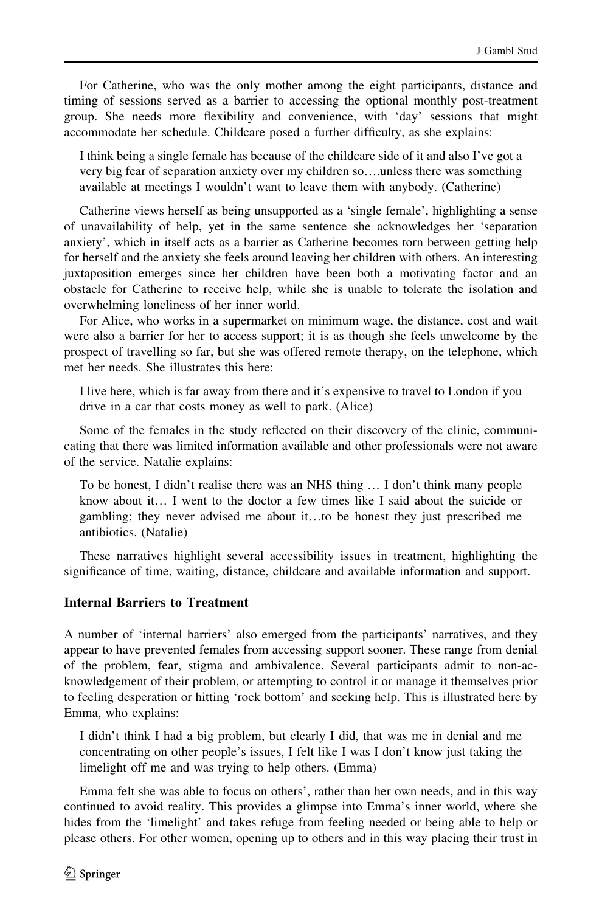For Catherine, who was the only mother among the eight participants, distance and timing of sessions served as a barrier to accessing the optional monthly post-treatment group. She needs more flexibility and convenience, with 'day' sessions that might accommodate her schedule. Childcare posed a further difficulty, as she explains:

> I think being a single female has because of the childcare side of it and also I've got a very big fear of separation anxiety over my children so….unless there was something available at meetings I wouldn't want to leave them with anybody. (Catherine)

Catherine views herself as being unsupported as a 'single female', highlighting a sense of unavailability of help, yet in the same sentence she acknowledges her 'separation anxiety', which in itself acts as a barrier as Catherine becomes torn between getting help for herself and the anxiety she feels around leaving her children with others. An interesting juxtaposition emerges since her children have been both a motivating factor and an obstacle for Catherine to receive help, while she is unable to tolerate the isolation and overwhelming loneliness of her inner world.

For Alice, who works in a supermarket on minimum wage, the distance, cost and wait were also a barrier for her to access support; it is as though she feels unwelcome by the prospect of travelling so far, but she was offered remote therapy, on the telephone, which met her needs. She illustrates this here:

> I live here, which is far away from there and it's expensive to travel to London if you drive in a car that costs money as well to park. (Alice)

Some of the females in the study reflected on their discovery of the clinic, communicating that there was limited information available and other professionals were not aware of the service. Natalie explains:

> To be honest, I didn't realise there was an NHS thing … I don't think many people know about it… I went to the doctor a few times like I said about the suicide or gambling; they never advised me about it…to be honest they just prescribed me antibiotics. (Natalie)

These narratives highlight several accessibility issues in treatment, highlighting the significance of time, waiting, distance, childcare and available information and support.

### Internal Barriers to Treatment

A number of 'internal barriers' also emerged from the participants' narratives, and they appear to have prevented females from accessing support sooner. These range from denial of the problem, fear, stigma and ambivalence. Several participants admit to non-acknowledgement of their problem, or attempting to control it or manage it themselves prior to feeling desperation or hitting 'rock bottom' and seeking help. This is illustrated here by Emma, who explains:

> I didn't think I had a big problem, but clearly I did, that was me in denial and me concentrating on other people's issues, I felt like I was I don't know just taking the limelight off me and was trying to help others. (Emma)

Emma felt she was able to focus on others', rather than her own needs, and in this way continued to avoid reality. This provides a glimpse into Emma's inner world, where she hides from the 'limelight' and takes refuge from feeling needed or being able to help or please others. For other women, opening up to others and in this way placing their trust in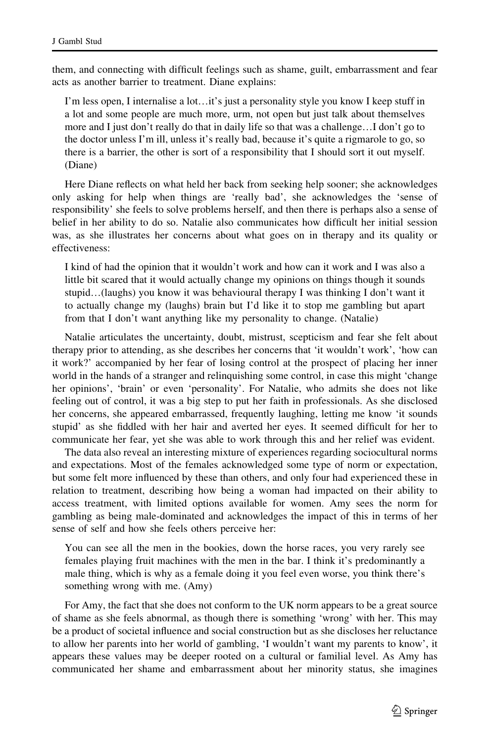them, and connecting with difficult feelings such as shame, guilt, embarrassment and fear acts as another barrier to treatment. Diane explains:

> I'm less open, I internalise a lot…it's just a personality style you know I keep stuff in a lot and some people are much more, urm, not open but just talk about themselves more and I just don't really do that in daily life so that was a challenge…I don't go to the doctor unless I'm ill, unless it's really bad, because it's quite a rigmarole to go, so there is a barrier, the other is sort of a responsibility that I should sort it out myself. (Diane)

Here Diane reflects on what held her back from seeking help sooner; she acknowledges only asking for help when things are 'really bad', she acknowledges the 'sense of responsibility' she feels to solve problems herself, and then there is perhaps also a sense of belief in her ability to do so. Natalie also communicates how difficult her initial session was, as she illustrates her concerns about what goes on in therapy and its quality or effectiveness:

> I kind of had the opinion that it wouldn't work and how can it work and I was also a little bit scared that it would actually change my opinions on things though it sounds stupid…(laughs) you know it was behavioural therapy I was thinking I don't want it to actually change my (laughs) brain but I'd like it to stop me gambling but apart from that I don't want anything like my personality to change. (Natalie)

Natalie articulates the uncertainty, doubt, mistrust, scepticism and fear she felt about therapy prior to attending, as she describes her concerns that 'it wouldn't work', 'how can it work?' accompanied by her fear of losing control at the prospect of placing her inner world in the hands of a stranger and relinquishing some control, in case this might 'change her opinions', 'brain' or even 'personality'. For Natalie, who admits she does not like feeling out of control, it was a big step to put her faith in professionals. As she disclosed her concerns, she appeared embarrassed, frequently laughing, letting me know 'it sounds stupid' as she fiddled with her hair and averted her eyes. It seemed difficult for her to communicate her fear, yet she was able to work through this and her relief was evident.

The data also reveal an interesting mixture of experiences regarding sociocultural norms and expectations. Most of the females acknowledged some type of norm or expectation, but some felt more influenced by these than others, and only four had experienced these in relation to treatment, describing how being a woman had impacted on their ability to access treatment, with limited options available for women. Amy sees the norm for gambling as being male-dominated and acknowledges the impact of this in terms of her sense of self and how she feels others perceive her:

> You can see all the men in the bookies, down the horse races, you very rarely see females playing fruit machines with the men in the bar. I think it's predominantly a male thing, which is why as a female doing it you feel even worse, you think there's something wrong with me. (Amy)

For Amy, the fact that she does not conform to the UK norm appears to be a great source of shame as she feels abnormal, as though there is something 'wrong' with her. This may be a product of societal influence and social construction but as she discloses her reluctance to allow her parents into her world of gambling, 'I wouldn't want my parents to know', it appears these values may be deeper rooted on a cultural or familial level. As Amy has communicated her shame and embarrassment about her minority status, she imagines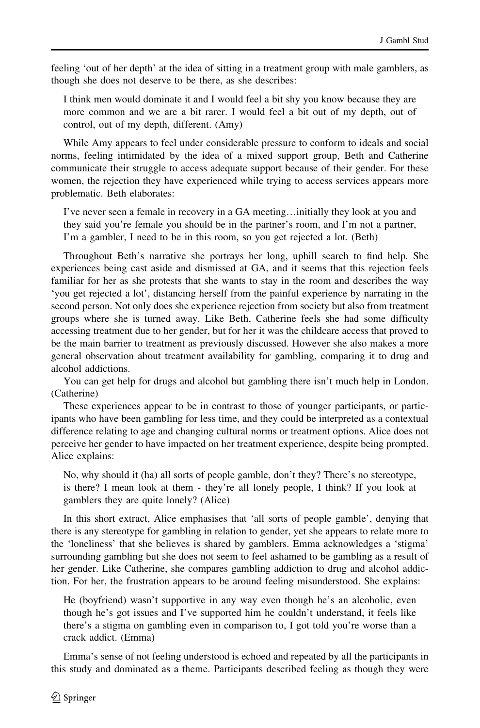feeling 'out of her depth' at the idea of sitting in a treatment group with male gamblers, as though she does not deserve to be there, as she describes:

> I think men would dominate it and I would feel a bit shy you know because they are more common and we are a bit rarer. I would feel a bit out of my depth, out of control, out of my depth, different. (Amy)

While Amy appears to feel under considerable pressure to conform to ideals and social norms, feeling intimidated by the idea of a mixed support group, Beth and Catherine communicate their struggle to access adequate support because of their gender. For these women, the rejection they have experienced while trying to access services appears more problematic. Beth elaborates:

> I've never seen a female in recovery in a GA meeting…initially they look at you and they said you're female you should be in the partner's room, and I'm not a partner, I'm a gambler, I need to be in this room, so you get rejected a lot. (Beth)

Throughout Beth's narrative she portrays her long, uphill search to find help. She experiences being cast aside and dismissed at GA, and it seems that this rejection feels familiar for her as she protests that she wants to stay in the room and describes the way 'you get rejected a lot', distancing herself from the painful experience by narrating in the second person. Not only does she experience rejection from society but also from treatment groups where she is turned away. Like Beth, Catherine feels she had some difficulty accessing treatment due to her gender, but for her it was the childcare access that proved to be the main barrier to treatment as previously discussed. However she also makes a more general observation about treatment availability for gambling, comparing it to drug and alcohol addictions.

You can get help for drugs and alcohol but gambling there isn't much help in London. (Catherine)

These experiences appear to be in contrast to those of younger participants, or participants who have been gambling for less time, and they could be interpreted as a contextual difference relating to age and changing cultural norms or treatment options. Alice does not perceive her gender to have impacted on her treatment experience, despite being prompted. Alice explains:

> No, why should it (ha) all sorts of people gamble, don't they? There's no stereotype, is there? I mean look at them - they're all lonely people, I think? If you look at gamblers they are quite lonely? (Alice)

In this short extract, Alice emphasises that 'all sorts of people gamble', denying that there is any stereotype for gambling in relation to gender, yet she appears to relate more to the 'loneliness' that she believes is shared by gamblers. Emma acknowledges a 'stigma' surrounding gambling but she does not seem to feel ashamed to be gambling as a result of her gender. Like Catherine, she compares gambling addiction to drug and alcohol addiction. For her, the frustration appears to be around feeling misunderstood. She explains:

> He (boyfriend) wasn't supportive in any way even though he's an alcoholic, even though he's got issues and I've supported him he couldn't understand, it feels like there's a stigma on gambling even in comparison to, I got told you're worse than a crack addict. (Emma)

Emma's sense of not feeling understood is echoed and repeated by all the participants in this study and dominated as a theme. Participants described feeling as though they were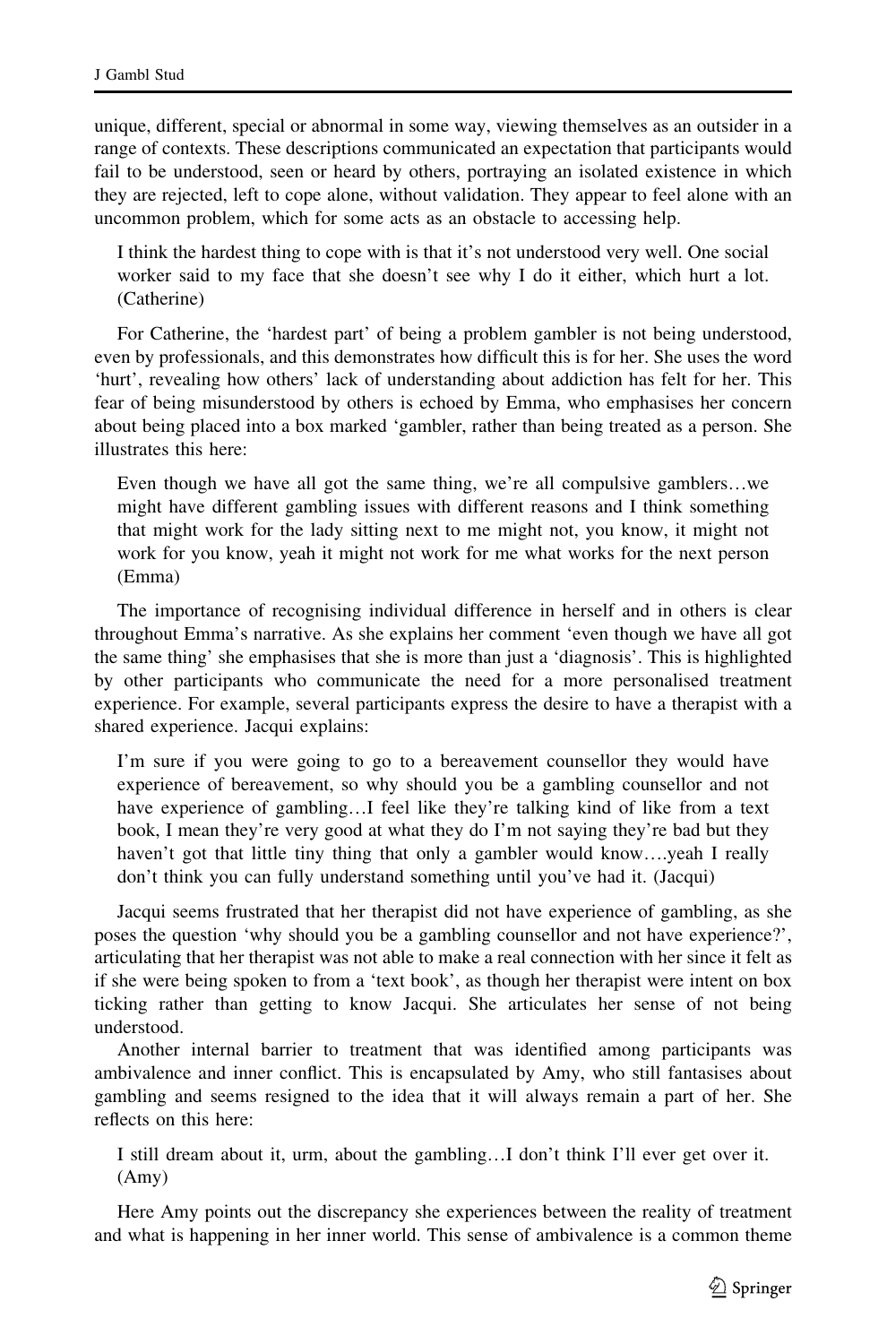unique, different, special or abnormal in some way, viewing themselves as an outsider in a range of contexts. These descriptions communicated an expectation that participants would fail to be understood, seen or heard by others, portraying an isolated existence in which they are rejected, left to cope alone, without validation. They appear to feel alone with an uncommon problem, which for some acts as an obstacle to accessing help.

> I think the hardest thing to cope with is that it's not understood very well. One social worker said to my face that she doesn't see why I do it either, which hurt a lot. (Catherine)

For Catherine, the 'hardest part' of being a problem gambler is not being understood, even by professionals, and this demonstrates how difficult this is for her. She uses the word 'hurt', revealing how others' lack of understanding about addiction has felt for her. This fear of being misunderstood by others is echoed by Emma, who emphasises her concern about being placed into a box marked 'gambler, rather than being treated as a person. She illustrates this here:

> Even though we have all got the same thing, we're all compulsive gamblers…we might have different gambling issues with different reasons and I think something that might work for the lady sitting next to me might not, you know, it might not work for you know, yeah it might not work for me what works for the next person (Emma)

The importance of recognising individual difference in herself and in others is clear throughout Emma's narrative. As she explains her comment 'even though we have all got the same thing' she emphasises that she is more than just a 'diagnosis'. This is highlighted by other participants who communicate the need for a more personalised treatment experience. For example, several participants express the desire to have a therapist with a shared experience. Jacqui explains:

> I'm sure if you were going to go to a bereavement counsellor they would have experience of bereavement, so why should you be a gambling counsellor and not have experience of gambling…I feel like they're talking kind of like from a text book, I mean they're very good at what they do I'm not saying they're bad but they haven't got that little tiny thing that only a gambler would know….yeah I really don't think you can fully understand something until you've had it. (Jacqui)

Jacqui seems frustrated that her therapist did not have experience of gambling, as she poses the question 'why should you be a gambling counsellor and not have experience?', articulating that her therapist was not able to make a real connection with her since it felt as if she were being spoken to from a 'text book', as though her therapist were intent on box ticking rather than getting to know Jacqui. She articulates her sense of not being understood.

Another internal barrier to treatment that was identified among participants was ambivalence and inner conflict. This is encapsulated by Amy, who still fantasises about gambling and seems resigned to the idea that it will always remain a part of her. She reflects on this here:

> I still dream about it, urm, about the gambling…I don't think I'll ever get over it. (Amy)

Here Amy points out the discrepancy she experiences between the reality of treatment and what is happening in her inner world. This sense of ambivalence is a common theme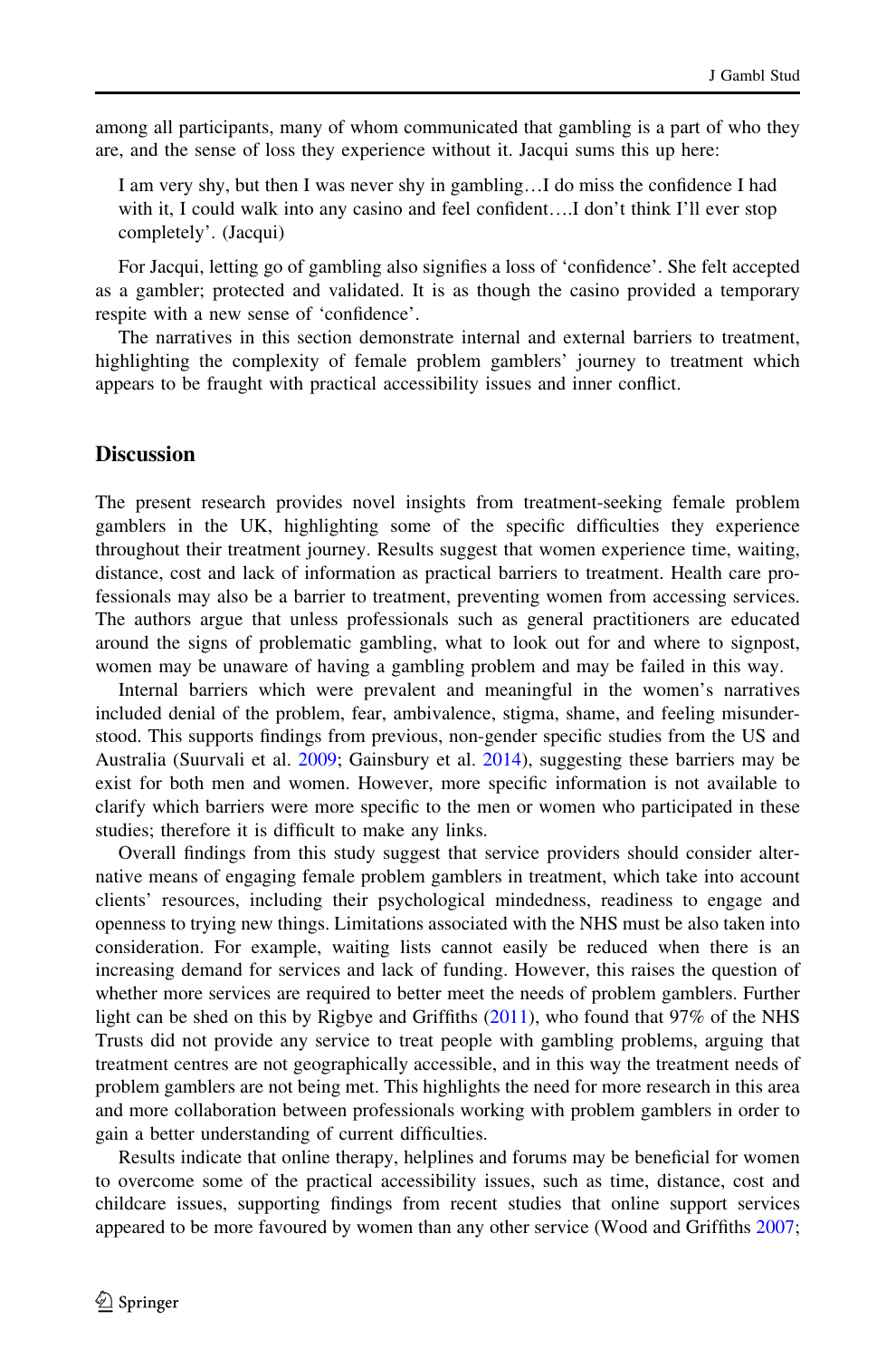among all participants, many of whom communicated that gambling is a part of who they are, and the sense of loss they experience without it. Jacqui sums this up here:

> I am very shy, but then I was never shy in gambling…I do miss the confidence I had with it, I could walk into any casino and feel confident….I don't think I'll ever stop completely'. (Jacqui)

For Jacqui, letting go of gambling also signifies a loss of 'confidence'. She felt accepted as a gambler; protected and validated. It is as though the casino provided a temporary respite with a new sense of 'confidence'.

The narratives in this section demonstrate internal and external barriers to treatment, highlighting the complexity of female problem gamblers' journey to treatment which appears to be fraught with practical accessibility issues and inner conflict.

## Discussion

The present research provides novel insights from treatment-seeking female problem gamblers in the UK, highlighting some of the specific difficulties they experience throughout their treatment journey. Results suggest that women experience time, waiting, distance, cost and lack of information as practical barriers to treatment. Health care professionals may also be a barrier to treatment, preventing women from accessing services. The authors argue that unless professionals such as general practitioners are educated around the signs of problematic gambling, what to look out for and where to signpost, women may be unaware of having a gambling problem and may be failed in this way.

Internal barriers which were prevalent and meaningful in the women's narratives included denial of the problem, fear, ambivalence, stigma, shame, and feeling misunderstood. This supports findings from previous, non-gender specific studies from the US and Australia (Suurvali et al. 2009; Gainsbury et al. 2014), suggesting these barriers may be exist for both men and women. However, more specific information is not available to clarify which barriers were more specific to the men or women who participated in these studies; therefore it is difficult to make any links.

Overall findings from this study suggest that service providers should consider alternative means of engaging female problem gamblers in treatment, which take into account clients' resources, including their psychological mindedness, readiness to engage and openness to trying new things. Limitations associated with the NHS must be also taken into consideration. For example, waiting lists cannot easily be reduced when there is an increasing demand for services and lack of funding. However, this raises the question of whether more services are required to better meet the needs of problem gamblers. Further light can be shed on this by Rigbye and Griffiths (2011), who found that 97% of the NHS Trusts did not provide any service to treat people with gambling problems, arguing that treatment centres are not geographically accessible, and in this way the treatment needs of problem gamblers are not being met. This highlights the need for more research in this area and more collaboration between professionals working with problem gamblers in order to gain a better understanding of current difficulties.

Results indicate that online therapy, helplines and forums may be beneficial for women to overcome some of the practical accessibility issues, such as time, distance, cost and childcare issues, supporting findings from recent studies that online support services appeared to be more favoured by women than any other service (Wood and Griffiths 2007;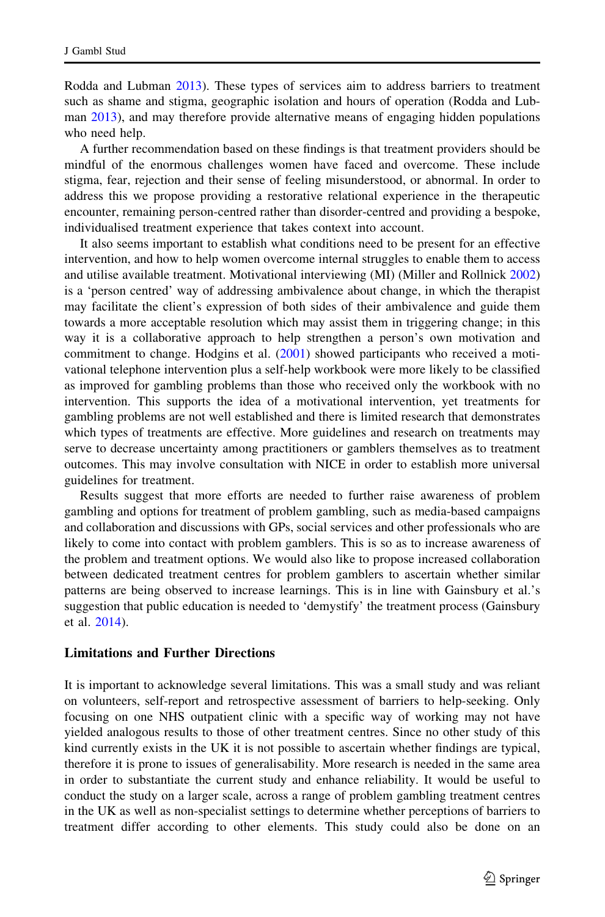Rodda and Lubman 2013). These types of services aim to address barriers to treatment such as shame and stigma, geographic isolation and hours of operation (Rodda and Lubman 2013), and may therefore provide alternative means of engaging hidden populations who need help.

A further recommendation based on these findings is that treatment providers should be mindful of the enormous challenges women have faced and overcome. These include stigma, fear, rejection and their sense of feeling misunderstood, or abnormal. In order to address this we propose providing a restorative relational experience in the therapeutic encounter, remaining person-centred rather than disorder-centred and providing a bespoke, individualised treatment experience that takes context into account.

It also seems important to establish what conditions need to be present for an effective intervention, and how to help women overcome internal struggles to enable them to access and utilise available treatment. Motivational interviewing (MI) (Miller and Rollnick 2002) is a 'person centred' way of addressing ambivalence about change, in which the therapist may facilitate the client's expression of both sides of their ambivalence and guide them towards a more acceptable resolution which may assist them in triggering change; in this way it is a collaborative approach to help strengthen a person's own motivation and commitment to change. Hodgins et al. (2001) showed participants who received a motivational telephone intervention plus a self-help workbook were more likely to be classified as improved for gambling problems than those who received only the workbook with no intervention. This supports the idea of a motivational intervention, yet treatments for gambling problems are not well established and there is limited research that demonstrates which types of treatments are effective. More guidelines and research on treatments may serve to decrease uncertainty among practitioners or gamblers themselves as to treatment outcomes. This may involve consultation with NICE in order to establish more universal guidelines for treatment.

Results suggest that more efforts are needed to further raise awareness of problem gambling and options for treatment of problem gambling, such as media-based campaigns and collaboration and discussions with GPs, social services and other professionals who are likely to come into contact with problem gamblers. This is so as to increase awareness of the problem and treatment options. We would also like to propose increased collaboration between dedicated treatment centres for problem gamblers to ascertain whether similar patterns are being observed to increase learnings. This is in line with Gainsbury et al.'s suggestion that public education is needed to 'demystify' the treatment process (Gainsbury et al. 2014).

### Limitations and Further Directions

It is important to acknowledge several limitations. This was a small study and was reliant on volunteers, self-report and retrospective assessment of barriers to help-seeking. Only focusing on one NHS outpatient clinic with a specific way of working may not have yielded analogous results to those of other treatment centres. Since no other study of this kind currently exists in the UK it is not possible to ascertain whether findings are typical, therefore it is prone to issues of generalisability. More research is needed in the same area in order to substantiate the current study and enhance reliability. It would be useful to conduct the study on a larger scale, across a range of problem gambling treatment centres in the UK as well as non-specialist settings to determine whether perceptions of barriers to treatment differ according to other elements. This study could also be done on an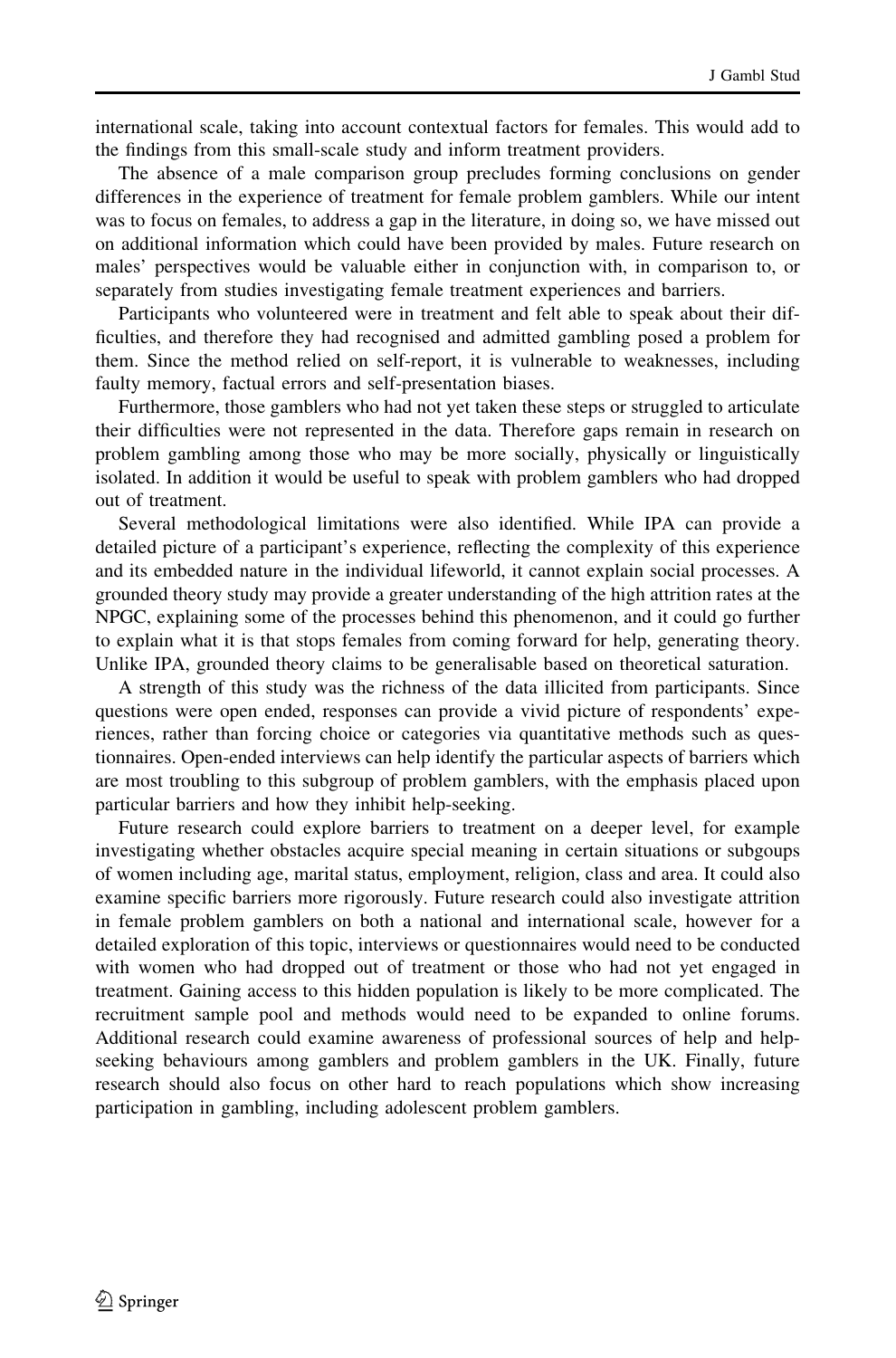international scale, taking into account contextual factors for females. This would add to the findings from this small-scale study and inform treatment providers.

The absence of a male comparison group precludes forming conclusions on gender differences in the experience of treatment for female problem gamblers. While our intent was to focus on females, to address a gap in the literature, in doing so, we have missed out on additional information which could have been provided by males. Future research on males' perspectives would be valuable either in conjunction with, in comparison to, or separately from studies investigating female treatment experiences and barriers.

Participants who volunteered were in treatment and felt able to speak about their difficulties, and therefore they had recognised and admitted gambling posed a problem for them. Since the method relied on self-report, it is vulnerable to weaknesses, including faulty memory, factual errors and self-presentation biases.

Furthermore, those gamblers who had not yet taken these steps or struggled to articulate their difficulties were not represented in the data. Therefore gaps remain in research on problem gambling among those who may be more socially, physically or linguistically isolated. In addition it would be useful to speak with problem gamblers who had dropped out of treatment.

Several methodological limitations were also identified. While IPA can provide a detailed picture of a participant's experience, reflecting the complexity of this experience and its embedded nature in the individual lifeworld, it cannot explain social processes. A grounded theory study may provide a greater understanding of the high attrition rates at the NPGC, explaining some of the processes behind this phenomenon, and it could go further to explain what it is that stops females from coming forward for help, generating theory. Unlike IPA, grounded theory claims to be generalisable based on theoretical saturation.

A strength of this study was the richness of the data illicited from participants. Since questions were open ended, responses can provide a vivid picture of respondents' experiences, rather than forcing choice or categories via quantitative methods such as questionnaires. Open-ended interviews can help identify the particular aspects of barriers which are most troubling to this subgroup of problem gamblers, with the emphasis placed upon particular barriers and how they inhibit help-seeking.

Future research could explore barriers to treatment on a deeper level, for example investigating whether obstacles acquire special meaning in certain situations or subgoups of women including age, marital status, employment, religion, class and area. It could also examine specific barriers more rigorously. Future research could also investigate attrition in female problem gamblers on both a national and international scale, however for a detailed exploration of this topic, interviews or questionnaires would need to be conducted with women who had dropped out of treatment or those who had not yet engaged in treatment. Gaining access to this hidden population is likely to be more complicated. The recruitment sample pool and methods would need to be expanded to online forums. Additional research could examine awareness of professional sources of help and help-seeking behaviours among gamblers and problem gamblers in the UK. Finally, future research should also focus on other hard to reach populations which show increasing participation in gambling, including adolescent problem gamblers.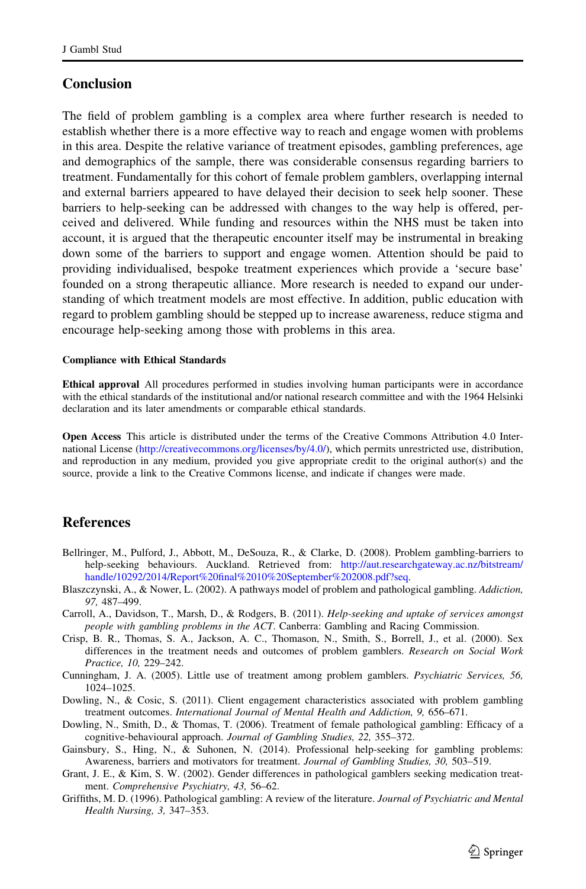## Conclusion

The field of problem gambling is a complex area where further research is needed to establish whether there is a more effective way to reach and engage women with problems in this area. Despite the relative variance of treatment episodes, gambling preferences, age and demographics of the sample, there was considerable consensus regarding barriers to treatment. Fundamentally for this cohort of female problem gamblers, overlapping internal and external barriers appeared to have delayed their decision to seek help sooner. These barriers to help-seeking can be addressed with changes to the way help is offered, perceived and delivered. While funding and resources within the NHS must be taken into account, it is argued that the therapeutic encounter itself may be instrumental in breaking down some of the barriers to support and engage women. Attention should be paid to providing individualised, bespoke treatment experiences which provide a 'secure base' founded on a strong therapeutic alliance. More research is needed to expand our understanding of which treatment models are most effective. In addition, public education with regard to problem gambling should be stepped up to increase awareness, reduce stigma and encourage help-seeking among those with problems in this area.

#### Compliance with Ethical Standards

**Ethical approval** All procedures performed in studies involving human participants were in accordance with the ethical standards of the institutional and/or national research committee and with the 1964 Helsinki declaration and its later amendments or comparable ethical standards.

**Open Access** This article is distributed under the terms of the Creative Commons Attribution 4.0 International License (http://creativecommons.org/licenses/by/4.0/), which permits unrestricted use, distribution, and reproduction in any medium, provided you give appropriate credit to the original author(s) and the source, provide a link to the Creative Commons license, and indicate if changes were made.

## References

Bellringer, M., Pulford, J., Abbott, M., DeSouza, R., & Clarke, D. (2008). Problem gambling-barriers to help-seeking behaviours. Auckland. Retrieved from: http://aut.researchgateway.ac.nz/bitstream/handle/10292/2014/Report%20final%2010%20September%202008.pdf?seq.

Blaszczynski, A., & Nower, L. (2002). A pathways model of problem and pathological gambling. *Addiction, 97,* 487–499.

Carroll, A., Davidson, T., Marsh, D., & Rodgers, B. (2011). *Help-seeking and uptake of services amongst people with gambling problems in the ACT*. Canberra: Gambling and Racing Commission.

Crisp, B. R., Thomas, S. A., Jackson, A. C., Thomason, N., Smith, S., Borrell, J., et al. (2000). Sex differences in the treatment needs and outcomes of problem gamblers. *Research on Social Work Practice, 10,* 229–242.

Cunningham, J. A. (2005). Little use of treatment among problem gamblers. *Psychiatric Services, 56,* 1024–1025.

Dowling, N., & Cosic, S. (2011). Client engagement characteristics associated with problem gambling treatment outcomes. *International Journal of Mental Health and Addiction, 9,* 656–671.

Dowling, N., Smith, D., & Thomas, T. (2006). Treatment of female pathological gambling: Efficacy of a cognitive-behavioural approach. *Journal of Gambling Studies, 22,* 355–372.

Gainsbury, S., Hing, N., & Suhonen, N. (2014). Professional help-seeking for gambling problems: Awareness, barriers and motivators for treatment. *Journal of Gambling Studies, 30,* 503–519.

Grant, J. E., & Kim, S. W. (2002). Gender differences in pathological gamblers seeking medication treatment. *Comprehensive Psychiatry, 43,* 56–62.

Griffiths, M. D. (1996). Pathological gambling: A review of the literature. *Journal of Psychiatric and Mental Health Nursing, 3,* 347–353.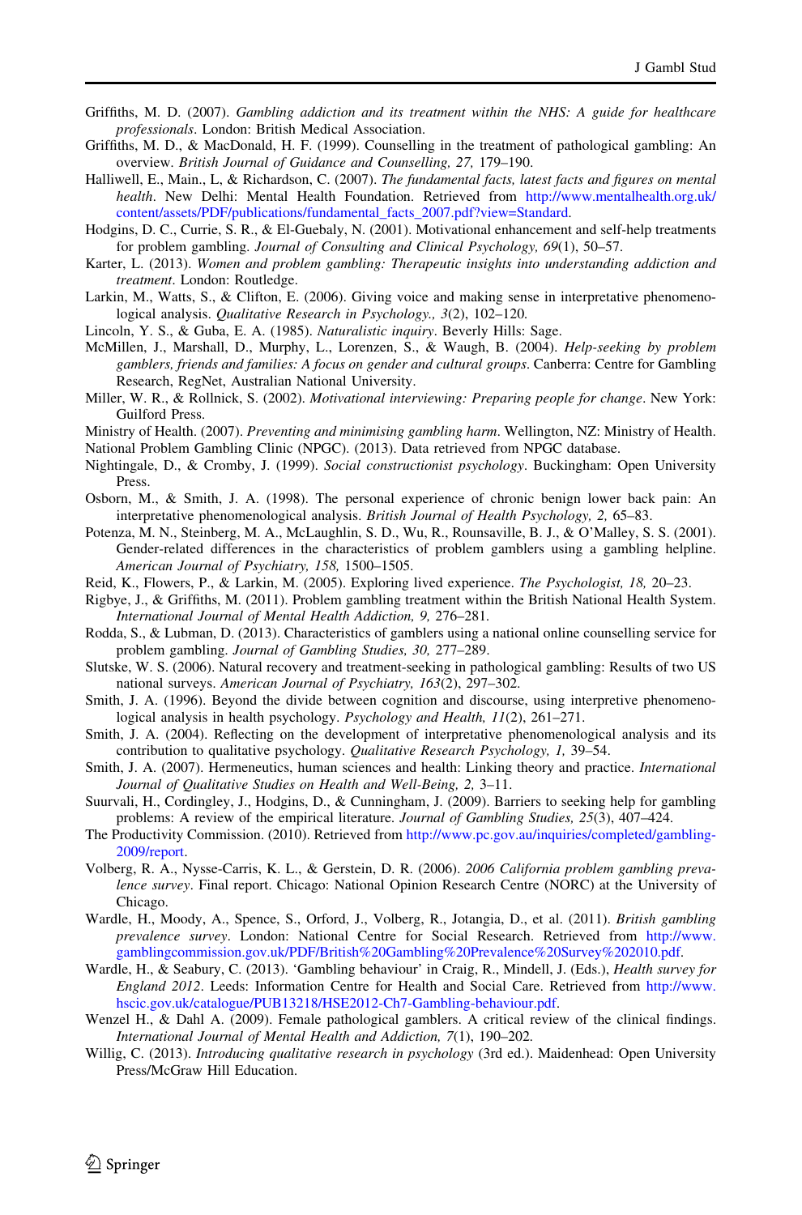Griffiths, M. D. (2007). *Gambling addiction and its treatment within the NHS: A guide for healthcare professionals*. London: British Medical Association.

Griffiths, M. D., & MacDonald, H. F. (1999). Counselling in the treatment of pathological gambling: An overview. *British Journal of Guidance and Counselling, 27,* 179–190.

Halliwell, E., Main., L, & Richardson, C. (2007). *The fundamental facts, latest facts and figures on mental health*. New Delhi: Mental Health Foundation. Retrieved from http://www.mentalhealth.org.uk/content/assets/PDF/publications/fundamental_facts_2007.pdf?view=Standard.

Hodgins, D. C., Currie, S. R., & El-Guebaly, N. (2001). Motivational enhancement and self-help treatments for problem gambling. *Journal of Consulting and Clinical Psychology, 69*(1), 50–57.

Karter, L. (2013). *Women and problem gambling: Therapeutic insights into understanding addiction and treatment*. London: Routledge.

Larkin, M., Watts, S., & Clifton, E. (2006). Giving voice and making sense in interpretative phenomenological analysis. *Qualitative Research in Psychology., 3*(2), 102–120.

Lincoln, Y. S., & Guba, E. A. (1985). *Naturalistic inquiry*. Beverly Hills: Sage.

McMillen, J., Marshall, D., Murphy, L., Lorenzen, S., & Waugh, B. (2004). *Help-seeking by problem gamblers, friends and families: A focus on gender and cultural groups*. Canberra: Centre for Gambling Research, RegNet, Australian National University.

Miller, W. R., & Rollnick, S. (2002). *Motivational interviewing: Preparing people for change*. New York: Guilford Press.

Ministry of Health. (2007). *Preventing and minimising gambling harm*. Wellington, NZ: Ministry of Health.

National Problem Gambling Clinic (NPGC). (2013). Data retrieved from NPGC database.

Nightingale, D., & Cromby, J. (1999). *Social constructionist psychology*. Buckingham: Open University Press.

Osborn, M., & Smith, J. A. (1998). The personal experience of chronic benign lower back pain: An interpretative phenomenological analysis. *British Journal of Health Psychology, 2,* 65–83.

Potenza, M. N., Steinberg, M. A., McLaughlin, S. D., Wu, R., Rounsaville, B. J., & O'Malley, S. S. (2001). Gender-related differences in the characteristics of problem gamblers using a gambling helpline. *American Journal of Psychiatry, 158,* 1500–1505.

Reid, K., Flowers, P., & Larkin, M. (2005). Exploring lived experience. *The Psychologist, 18,* 20–23.

Rigbye, J., & Griffiths, M. (2011). Problem gambling treatment within the British National Health System. *International Journal of Mental Health Addiction, 9,* 276–281.

Rodda, S., & Lubman, D. (2013). Characteristics of gamblers using a national online counselling service for problem gambling. *Journal of Gambling Studies, 30,* 277–289.

Slutske, W. S. (2006). Natural recovery and treatment-seeking in pathological gambling: Results of two US national surveys. *American Journal of Psychiatry, 163*(2), 297–302.

Smith, J. A. (1996). Beyond the divide between cognition and discourse, using interpretive phenomenological analysis in health psychology. *Psychology and Health, 11*(2), 261–271.

Smith, J. A. (2004). Reflecting on the development of interpretative phenomenological analysis and its contribution to qualitative psychology. *Qualitative Research Psychology, 1,* 39–54.

Smith, J. A. (2007). Hermeneutics, human sciences and health: Linking theory and practice. *International Journal of Qualitative Studies on Health and Well-Being, 2,* 3–11.

Suurvali, H., Cordingley, J., Hodgins, D., & Cunningham, J. (2009). Barriers to seeking help for gambling problems: A review of the empirical literature. *Journal of Gambling Studies, 25*(3), 407–424.

The Productivity Commission. (2010). Retrieved from http://www.pc.gov.au/inquiries/completed/gambling-2009/report.

Volberg, R. A., Nysse-Carris, K. L., & Gerstein, D. R. (2006). *2006 California problem gambling prevalence survey*. Final report. Chicago: National Opinion Research Centre (NORC) at the University of Chicago.

Wardle, H., Moody, A., Spence, S., Orford, J., Volberg, R., Jotangia, D., et al. (2011). *British gambling prevalence survey*. London: National Centre for Social Research. Retrieved from http://www.gamblingcommission.gov.uk/PDF/British%20Gambling%20Prevalence%20Survey%202010.pdf.

Wardle, H., & Seabury, C. (2013). 'Gambling behaviour' in Craig, R., Mindell, J. (Eds.), *Health survey for England 2012*. Leeds: Information Centre for Health and Social Care. Retrieved from http://www.hscic.gov.uk/catalogue/PUB13218/HSE2012-Ch7-Gambling-behaviour.pdf.

Wenzel H., & Dahl A. (2009). Female pathological gamblers. A critical review of the clinical findings. *International Journal of Mental Health and Addiction, 7*(1), 190–202.

Willig, C. (2013). *Introducing qualitative research in psychology* (3rd ed.). Maidenhead: Open University Press/McGraw Hill Education.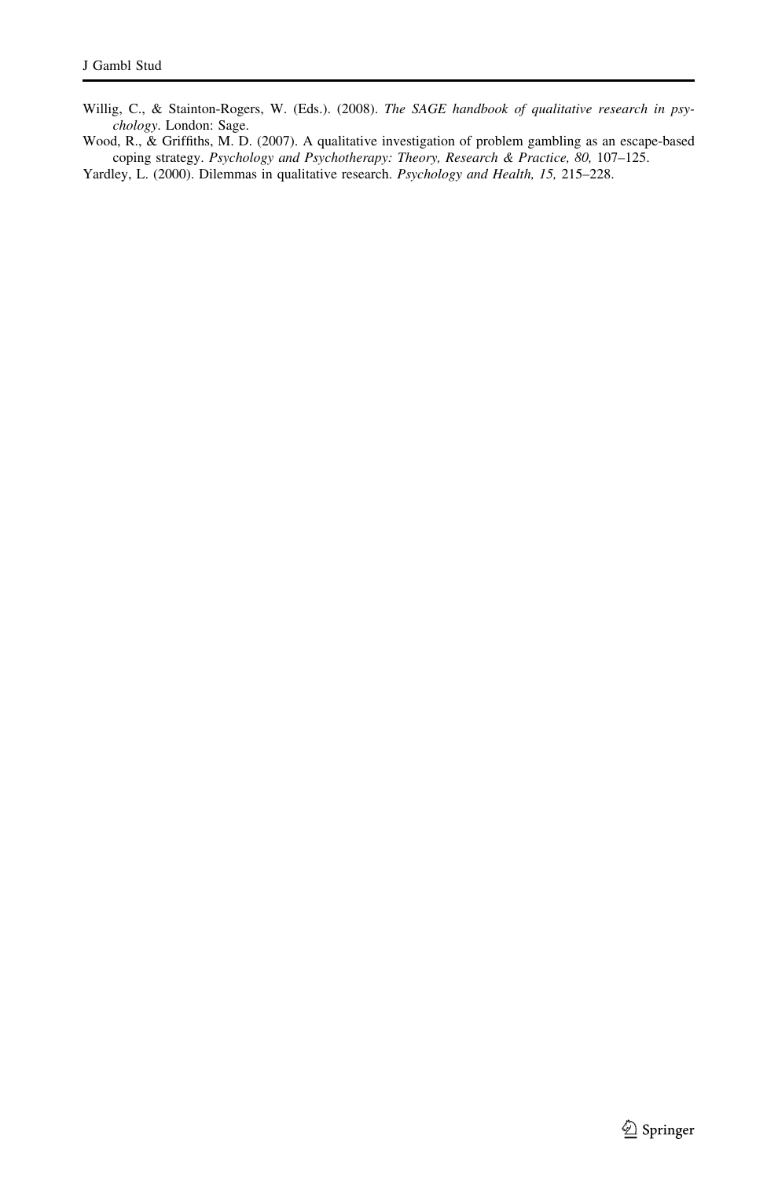Willig, C., & Stainton-Rogers, W. (Eds.). (2008). *The SAGE handbook of qualitative research in psychology*. London: Sage.

Wood, R., & Griffiths, M. D. (2007). A qualitative investigation of problem gambling as an escape-based coping strategy. *Psychology and Psychotherapy: Theory, Research & Practice, 80,* 107–125.

Yardley, L. (2000). Dilemmas in qualitative research. *Psychology and Health, 15,* 215–228.